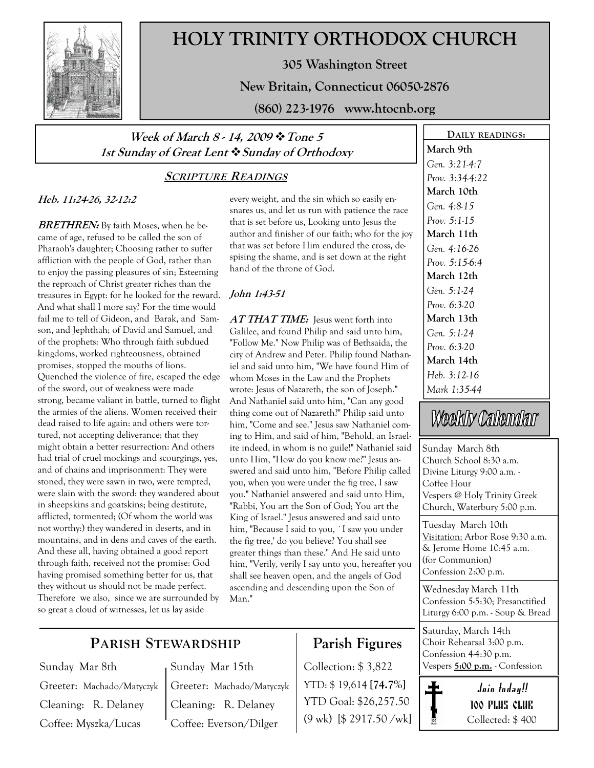# HOLY TRINITY ORTHODOX CHURCH

**305 Washington Street**

**New Britain, Connecticut 06050-2876**

**(860) 223-1976 www.htocnb.org**

***Week of March 8 - 14, 2009 ❖ Tone 5***
***1st Sunday of Great Lent ❖ Sunday of Orthodoxy***

## SCRIPTURE READINGS

***Heb. 11:24-26, 32-12:2***

***BRETHREN:*** By faith Moses, when he became of age, refused to be called the son of Pharaoh's daughter; Choosing rather to suffer affliction with the people of God, rather than to enjoy the passing pleasures of sin; Esteeming the reproach of Christ greater riches than the treasures in Egypt: for he looked for the reward. And what shall I more say? For the time would fail me to tell of Gideon, and Barak, and Samson, and Jephthah; of David and Samuel, and of the prophets: Who through faith subdued kingdoms, worked righteousness, obtained promises, stopped the mouths of lions. Quenched the violence of fire, escaped the edge of the sword, out of weakness were made strong, became valiant in battle, turned to flight the armies of the aliens. Women received their dead raised to life again: and others were tortured, not accepting deliverance; that they might obtain a better resurrection: And others had trial of cruel mockings and scourgings, yes, and of chains and imprisonment: They were stoned, they were sawn in two, were tempted, were slain with the sword: they wandered about in sheepskins and goatskins; being destitute, afflicted, tormented; (Of whom the world was not worthy:) they wandered in deserts, and in mountains, and in dens and caves of the earth. And these all, having obtained a good report through faith, received not the promise: God having promised something better for us, that they without us should not be made perfect. Therefore we also, since we are surrounded by so great a cloud of witnesses, let us lay aside every weight, and the sin which so easily ensnares us, and let us run with patience the race that is set before us, Looking unto Jesus the author and finisher of our faith; who for the joy that was set before Him endured the cross, despising the shame, and is set down at the right hand of the throne of God.

***John 1:43-51***

***AT THAT TIME:*** Jesus went forth into Galilee, and found Philip and said unto him, "Follow Me." Now Philip was of Bethsaida, the city of Andrew and Peter. Philip found Nathaniel and said unto him, "We have found Him of whom Moses in the Law and the Prophets wrote: Jesus of Nazareth, the son of Joseph." And Nathaniel said unto him, "Can any good thing come out of Nazareth?" Philip said unto him, "Come and see." Jesus saw Nathaniel coming to Him, and said of him, "Behold, an Israelite indeed, in whom is no guile!" Nathaniel said unto Him, "How do you know me?" Jesus answered and said unto him, "Before Philip called you, when you were under the fig tree, I saw you." Nathaniel answered and said unto Him, "Rabbi, You art the Son of God; You art the King of Israel." Jesus answered and said unto him, "Because I said to you, `I saw you under the fig tree,' do you believe? You shall see greater things than these." And He said unto him, "Verily, verily I say unto you, hereafter you shall see heaven open, and the angels of God ascending and descending upon the Son of Man."

## DAILY READINGS:

**March 9th**
*Gen. 3:21-4:7*
*Prov. 3:34-4:22*

**March 10th**
*Gen. 4:8-15*
*Prov. 5:1-15*

**March 11th**
*Gen. 4:16-26*
*Prov. 5:15-6:4*

**March 12th**
*Gen. 5:1-24*
*Prov. 6:3-20*

**March 13th**
*Gen. 5:1-24*
*Prov. 6:3-20*

**March 14th**
*Heb. 3:12-16*
*Mark 1:35-44*

## Weekly Calendar

Sunday March 8th
Church School 8:30 a.m.
Divine Liturgy 9:00 a.m. - Coffee Hour
Vespers @ Holy Trinity Greek Church, Waterbury 5:00 p.m.

Tuesday March 10th
Visitation: Arbor Rose 9:30 a.m. & Jerome Home 10:45 a.m. (for Communion)
Confession 2:00 p.m.

Wednesday March 11th
Confession 5-5:30; Presanctified Liturgy 6:00 p.m. - Soup & Bread

Saturday, March 14th
Choir Rehearsal 3:00 p.m.
Confession 4-4:30 p.m.
Vespers **5:00 p.m.** - Confession

## PARISH STEWARDSHIP

| Sunday Mar 8th | Sunday Mar 15th |
|---|---|
| Greeter: Machado/Matyczyk | Greeter: Machado/Matyczyk |
| Cleaning: R. Delaney | Cleaning: R. Delaney |
| Coffee: Myszka/Lucas | Coffee: Everson/Dilger |

## Parish Figures

Collection: $ 3,822
YTD: $ 19,614 **[74.7%]**
YTD Goal: $26,257.50
(9 wk) [$ 2917.50 /wk]

**Join today!!**
**100 PLUS CLUB**
Collected: $ 400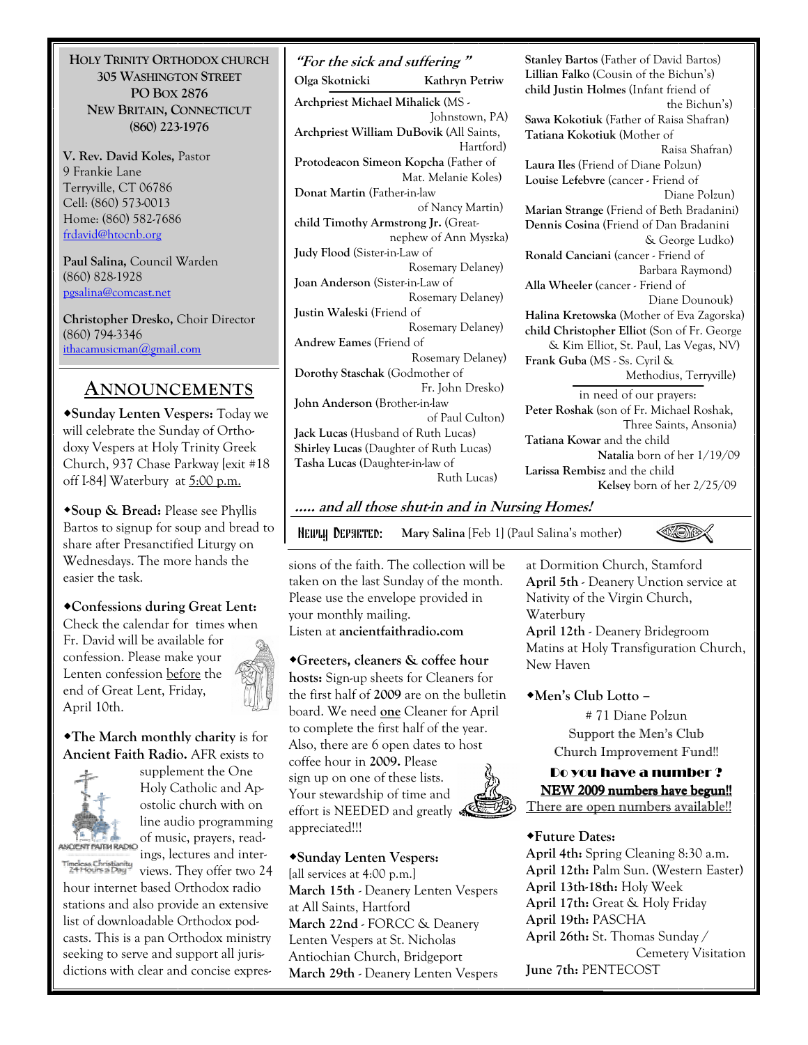**HOLY TRINITY ORTHODOX CHURCH**
**305 WASHINGTON STREET**
**PO BOX 2876**
**NEW BRITAIN, CONNECTICUT**
**(860) 223-1976**

**V. Rev. David Koles,** Pastor
9 Frankie Lane
Terryville, CT 06786
Cell: (860) 573-0013
Home: (860) 582-7686
frdavid@htocnb.org

**Paul Salina,** Council Warden
(860) 828-1928
pgsalina@comcast.net

**Christopher Dresko,** Choir Director
(860) 794-3346
ithacamusicman@gmail.com

## ANNOUNCEMENTS

◆**Sunday Lenten Vespers:** Today we will celebrate the Sunday of Orthodoxy Vespers at Holy Trinity Greek Church, 937 Chase Parkway [exit #18 off I-84] Waterbury at 5:00 p.m.

◆**Soup & Bread:** Please see Phyllis Bartos to signup for soup and bread to share after Presanctified Liturgy on Wednesdays. The more hands the easier the task.

◆**Confessions during Great Lent:** Check the calendar for times when Fr. David will be available for confession. Please make your Lenten confession before the end of Great Lent, Friday, April 10th.

◆**The March monthly charity** is for **Ancient Faith Radio.** AFR exists to supplement the One Holy Catholic and Apostolic church with on line audio programming of music, prayers, readings, lectures and interviews. They offer two 24 hour internet based Orthodox radio stations and also provide an extensive list of downloadable Orthodox podcasts. This is a pan Orthodox ministry seeking to serve and support all jurisdictions with clear and concise expressions of the faith. The collection will be taken on the last Sunday of the month. Please use the envelope provided in your monthly mailing.
Listen at **ancientfaithradio.com**

◆**Greeters, cleaners & coffee hour hosts:** Sign-up sheets for Cleaners for the first half of **2009** are on the bulletin board. We need one Cleaner for April to complete the first half of the year. Also, there are 6 open dates to host coffee hour in **2009.** Please sign up on one of these lists. Your stewardship of time and effort is NEEDED and greatly appreciated!!!

◆**Sunday Lenten Vespers:**
[all services at 4:00 p.m.]
**March 15th** - Deanery Lenten Vespers at All Saints, Hartford
**March 22nd** - FORCC & Deanery Lenten Vespers at St. Nicholas Antiochian Church, Bridgeport
**March 29th** - Deanery Lenten Vespers at Dormition Church, Stamford
**April 5th** - Deanery Unction service at Nativity of the Virgin Church, Waterbury
**April 12th** - Deanery Bridegroom Matins at Holy Transfiguration Church, New Haven

◆**Men's Club Lotto –**
# 71 Diane Polzun
Support the Men's Club
Church Improvement Fund!!

**Do you have a number ?**
**NEW 2009 numbers have begun!!**
There are open numbers available!!

◆**Future Dates:**
**April 4th:** Spring Cleaning 8:30 a.m.
**April 12th:** Palm Sun. (Western Easter)
**April 13th-18th:** Holy Week
**April 17th:** Great & Holy Friday
**April 19th:** PASCHA
**April 26th:** St. Thomas Sunday / Cemetery Visitation
**June 7th:** PENTECOST

### *"For the sick and suffering "*

**Olga Skotnicki** — **Kathryn Petriw**
**Archpriest Michael Mihalick** (MS - Johnstown, PA)
**Archpriest William DuBovik** (All Saints, Hartford)
**Protodeacon Simeon Kopcha** (Father of Mat. Melanie Koles)
**Donat Martin** (Father-in-law of Nancy Martin)
**child Timothy Armstrong Jr.** (Great-nephew of Ann Myszka)
**Judy Flood** (Sister-in-Law of Rosemary Delaney)
**Joan Anderson** (Sister-in-Law of Rosemary Delaney)
**Justin Waleski** (Friend of Rosemary Delaney)
**Andrew Eames** (Friend of Rosemary Delaney)
**Dorothy Staschak** (Godmother of Fr. John Dresko)
**John Anderson** (Brother-in-law of Paul Culton)
**Jack Lucas** (Husband of Ruth Lucas)
**Shirley Lucas** (Daughter of Ruth Lucas)
**Tasha Lucas** (Daughter-in-law of Ruth Lucas)
**Stanley Bartos** (Father of David Bartos)
**Lillian Falko** (Cousin of the Bichun's)
**child Justin Holmes** (Infant friend of the Bichun's)
**Sawa Kokotiuk** (Father of Raisa Shafran)
**Tatiana Kokotiuk** (Mother of Raisa Shafran)
**Laura Iles** (Friend of Diane Polzun)
**Louise Lefebvre** (cancer - Friend of Diane Polzun)
**Marian Strange** (Friend of Beth Bradanini)
**Dennis Cosina** (Friend of Dan Bradanini & George Ludko)
**Ronald Canciani** (cancer - Friend of Barbara Raymond)
**Alla Wheeler** (cancer - Friend of Diane Dounouk)
**Halina Kretowska** (Mother of Eva Zagorska)
**child Christopher Elliot** (Son of Fr. George & Kim Elliot, St. Paul, Las Vegas, NV)
**Frank Guba** (MS - Ss. Cyril & Methodius, Terryville)

in need of our prayers:
**Peter Roshak** (son of Fr. Michael Roshak, Three Saints, Ansonia)
**Tatiana Kowar** and the child **Natalia** born of her 1/19/09
**Larissa Rembisz** and the child **Kelsey** born of her 2/25/09

***..... and all those shut-in and in Nursing Homes!***

NEWLY DEPARTED: **Mary Salina** [Feb 1] (Paul Salina's mother)